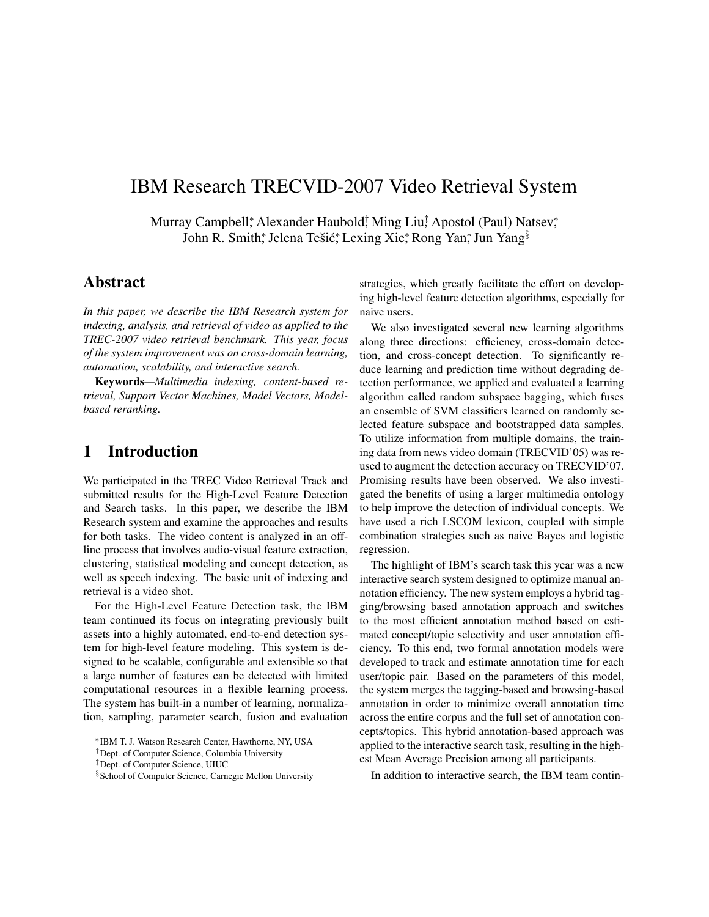# IBM Research TRECVID-2007 Video Retrieval System

Murray Campbell[*], Alexander Haubold[†], Ming Liu[‡], Apostol (Paul) Natsev[*], John R. Smith[*], Jelena Tešić[*], Lexing Xie[*], Rong Yan[*], Jun Yang[§]

## Abstract

*In this paper, we describe the IBM Research system for indexing, analysis, and retrieval of video as applied to the TREC-2007 video retrieval benchmark. This year, focus of the system improvement was on cross-domain learning, automation, scalability, and interactive search.*

**Keywords**—*Multimedia indexing, content-based retrieval, Support Vector Machines, Model Vectors, Model-based reranking.*

## 1 Introduction

We participated in the TREC Video Retrieval Track and submitted results for the High-Level Feature Detection and Search tasks. In this paper, we describe the IBM Research system and examine the approaches and results for both tasks. The video content is analyzed in an off-line process that involves audio-visual feature extraction, clustering, statistical modeling and concept detection, as well as speech indexing. The basic unit of indexing and retrieval is a video shot.

For the High-Level Feature Detection task, the IBM team continued its focus on integrating previously built assets into a highly automated, end-to-end detection system for high-level feature modeling. This system is designed to be scalable, configurable and extensible so that a large number of features can be detected with limited computational resources in a flexible learning process. The system has built-in a number of learning, normalization, sampling, parameter search, fusion and evaluation strategies, which greatly facilitate the effort on developing high-level feature detection algorithms, especially for naive users.

We also investigated several new learning algorithms along three directions: efficiency, cross-domain detection, and cross-concept detection. To significantly reduce learning and prediction time without degrading detection performance, we applied and evaluated a learning algorithm called random subspace bagging, which fuses an ensemble of SVM classifiers learned on randomly selected feature subspace and bootstrapped data samples. To utilize information from multiple domains, the training data from news video domain (TRECVID'05) was reused to augment the detection accuracy on TRECVID'07. Promising results have been observed. We also investigated the benefits of using a larger multimedia ontology to help improve the detection of individual concepts. We have used a rich LSCOM lexicon, coupled with simple combination strategies such as naive Bayes and logistic regression.

The highlight of IBM's search task this year was a new interactive search system designed to optimize manual annotation efficiency. The new system employs a hybrid tagging/browsing based annotation approach and switches to the most efficient annotation method based on estimated concept/topic selectivity and user annotation efficiency. To this end, two formal annotation models were developed to track and estimate annotation time for each user/topic pair. Based on the parameters of this model, the system merges the tagging-based and browsing-based annotation in order to minimize overall annotation time across the entire corpus and the full set of annotation concepts/topics. This hybrid annotation-based approach was applied to the interactive search task, resulting in the highest Mean Average Precision among all participants.

In addition to interactive search, the IBM team contin-

[*] IBM T. J. Watson Research Center, Hawthorne, NY, USA
[†] Dept. of Computer Science, Columbia University
[‡] Dept. of Computer Science, UIUC
[§] School of Computer Science, Carnegie Mellon University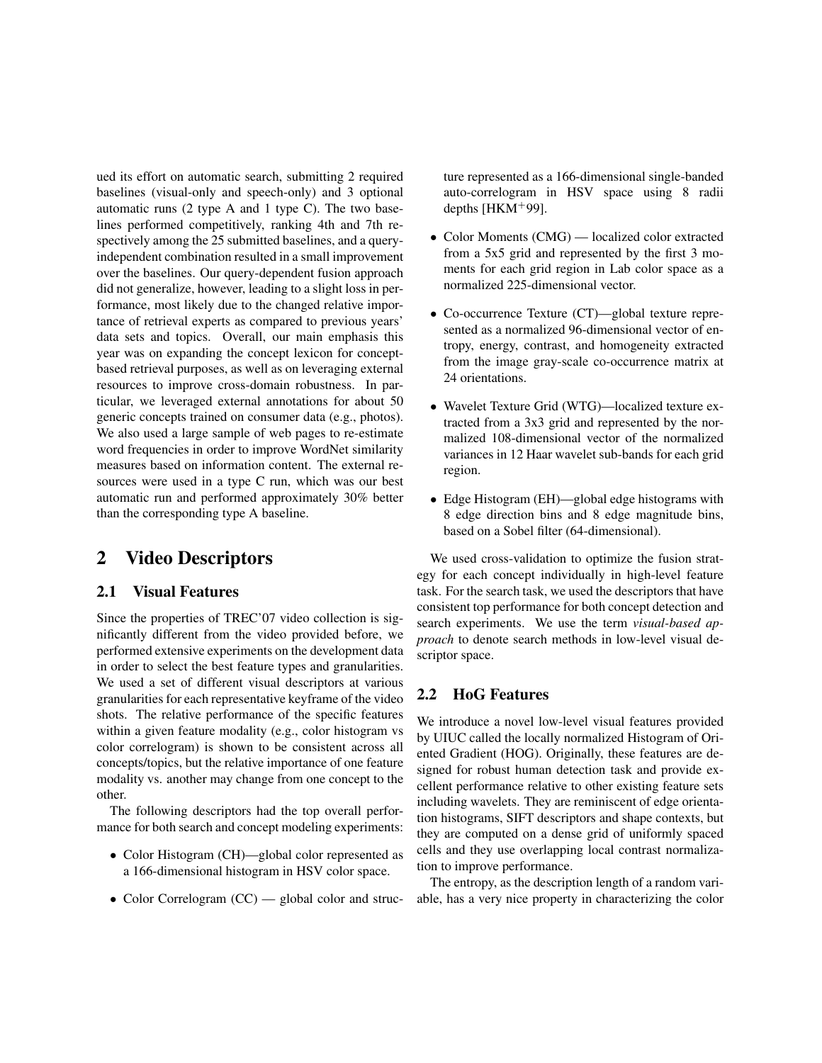ued its effort on automatic search, submitting 2 required baselines (visual-only and speech-only) and 3 optional automatic runs (2 type A and 1 type C). The two baselines performed competitively, ranking 4th and 7th respectively among the 25 submitted baselines, and a query-independent combination resulted in a small improvement over the baselines. Our query-dependent fusion approach did not generalize, however, leading to a slight loss in performance, most likely due to the changed relative importance of retrieval experts as compared to previous years' data sets and topics. Overall, our main emphasis this year was on expanding the concept lexicon for concept-based retrieval purposes, as well as on leveraging external resources to improve cross-domain robustness. In particular, we leveraged external annotations for about 50 generic concepts trained on consumer data (e.g., photos). We also used a large sample of web pages to re-estimate word frequencies in order to improve WordNet similarity measures based on information content. The external resources were used in a type C run, which was our best automatic run and performed approximately 30% better than the corresponding type A baseline.

## 2 Video Descriptors

### 2.1 Visual Features

Since the properties of TREC'07 video collection is significantly different from the video provided before, we performed extensive experiments on the development data in order to select the best feature types and granularities. We used a set of different visual descriptors at various granularities for each representative keyframe of the video shots. The relative performance of the specific features within a given feature modality (e.g., color histogram vs color correlogram) is shown to be consistent across all concepts/topics, but the relative importance of one feature modality vs. another may change from one concept to the other.

The following descriptors had the top overall performance for both search and concept modeling experiments:

- Color Histogram (CH)—global color represented as a 166-dimensional histogram in HSV color space.
- Color Correlogram (CC) — global color and structure represented as a 166-dimensional single-banded auto-correlogram in HSV space using 8 radii depths [HKM+99].
- Color Moments (CMG) — localized color extracted from a 5x5 grid and represented by the first 3 moments for each grid region in Lab color space as a normalized 225-dimensional vector.
- Co-occurrence Texture (CT)—global texture represented as a normalized 96-dimensional vector of entropy, energy, contrast, and homogeneity extracted from the image gray-scale co-occurrence matrix at 24 orientations.
- Wavelet Texture Grid (WTG)—localized texture extracted from a 3x3 grid and represented by the normalized 108-dimensional vector of the normalized variances in 12 Haar wavelet sub-bands for each grid region.
- Edge Histogram (EH)—global edge histograms with 8 edge direction bins and 8 edge magnitude bins, based on a Sobel filter (64-dimensional).

We used cross-validation to optimize the fusion strategy for each concept individually in high-level feature task. For the search task, we used the descriptors that have consistent top performance for both concept detection and search experiments. We use the term *visual-based approach* to denote search methods in low-level visual descriptor space.

### 2.2 HoG Features

We introduce a novel low-level visual features provided by UIUC called the locally normalized Histogram of Oriented Gradient (HOG). Originally, these features are designed for robust human detection task and provide excellent performance relative to other existing feature sets including wavelets. They are reminiscent of edge orientation histograms, SIFT descriptors and shape contexts, but they are computed on a dense grid of uniformly spaced cells and they use overlapping local contrast normalization to improve performance.

The entropy, as the description length of a random variable, has a very nice property in characterizing the color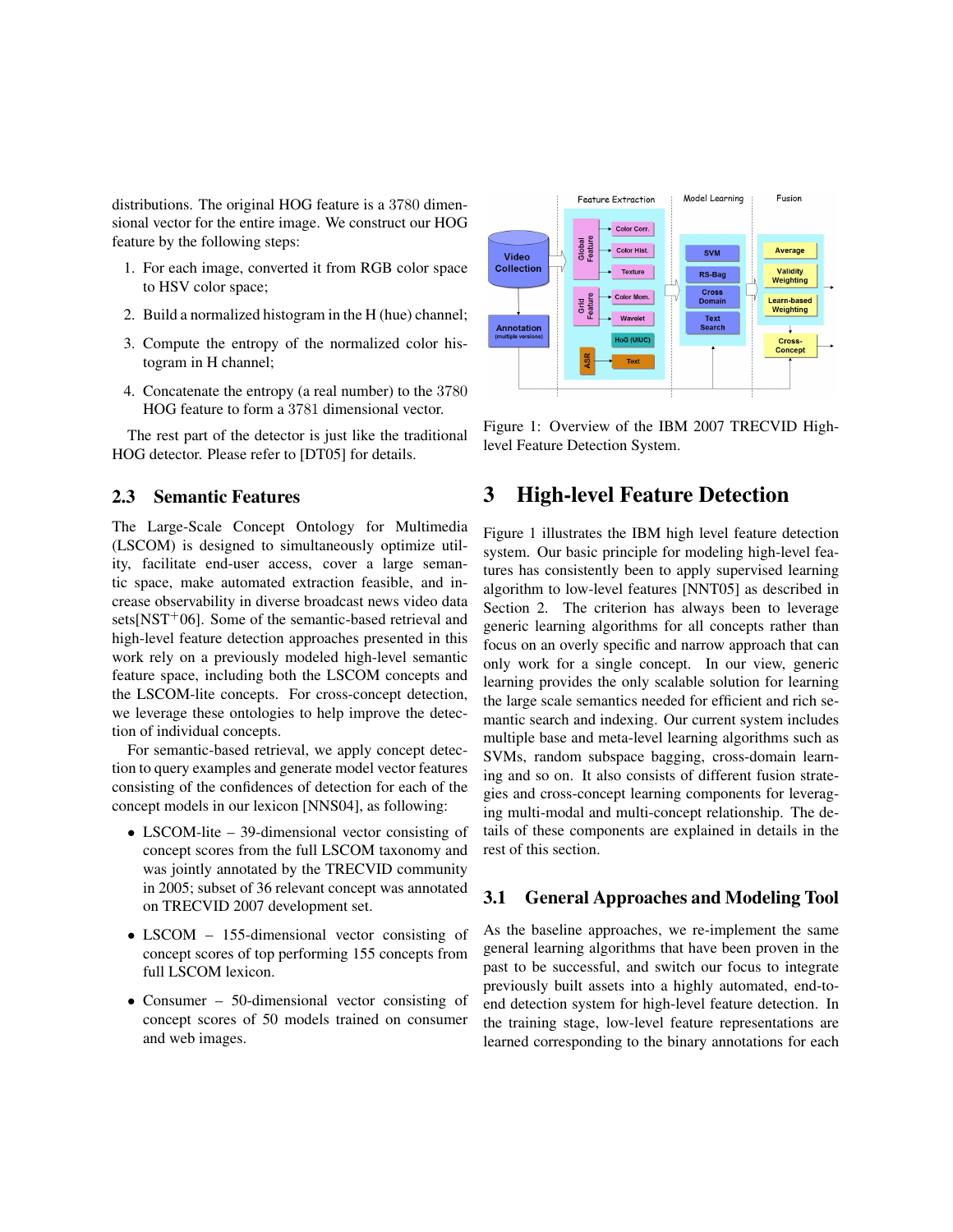distributions. The original HOG feature is a 3780 dimensional vector for the entire image. We construct our HOG feature by the following steps:

1. For each image, converted it from RGB color space to HSV color space;
2. Build a normalized histogram in the H (hue) channel;
3. Compute the entropy of the normalized color histogram in H channel;
4. Concatenate the entropy (a real number) to the 3780 HOG feature to form a 3781 dimensional vector.

The rest part of the detector is just like the traditional HOG detector. Please refer to [DT05] for details.

### 2.3 Semantic Features

The Large-Scale Concept Ontology for Multimedia (LSCOM) is designed to simultaneously optimize utility, facilitate end-user access, cover a large semantic space, make automated extraction feasible, and increase observability in diverse broadcast news video data sets[NST+06]. Some of the semantic-based retrieval and high-level feature detection approaches presented in this work rely on a previously modeled high-level semantic feature space, including both the LSCOM concepts and the LSCOM-lite concepts. For cross-concept detection, we leverage these ontologies to help improve the detection of individual concepts.

For semantic-based retrieval, we apply concept detection to query examples and generate model vector features consisting of the confidences of detection for each of the concept models in our lexicon [NNS04], as following:

- LSCOM-lite – 39-dimensional vector consisting of concept scores from the full LSCOM taxonomy and was jointly annotated by the TRECVID community in 2005; subset of 36 relevant concept was annotated on TRECVID 2007 development set.
- LSCOM – 155-dimensional vector consisting of concept scores of top performing 155 concepts from full LSCOM lexicon.
- Consumer – 50-dimensional vector consisting of concept scores of 50 models trained on consumer and web images.

Figure 1: Overview of the IBM 2007 TRECVID High-level Feature Detection System.

## 3 High-level Feature Detection

Figure 1 illustrates the IBM high level feature detection system. Our basic principle for modeling high-level features has consistently been to apply supervised learning algorithm to low-level features [NNT05] as described in Section 2. The criterion has always been to leverage generic learning algorithms for all concepts rather than focus on an overly specific and narrow approach that can only work for a single concept. In our view, generic learning provides the only scalable solution for learning the large scale semantics needed for efficient and rich semantic search and indexing. Our current system includes multiple base and meta-level learning algorithms such as SVMs, random subspace bagging, cross-domain learning and so on. It also consists of different fusion strategies and cross-concept learning components for leveraging multi-modal and multi-concept relationship. The details of these components are explained in details in the rest of this section.

### 3.1 General Approaches and Modeling Tool

As the baseline approaches, we re-implement the same general learning algorithms that have been proven in the past to be successful, and switch our focus to integrate previously built assets into a highly automated, end-to-end detection system for high-level feature detection. In the training stage, low-level feature representations are learned corresponding to the binary annotations for each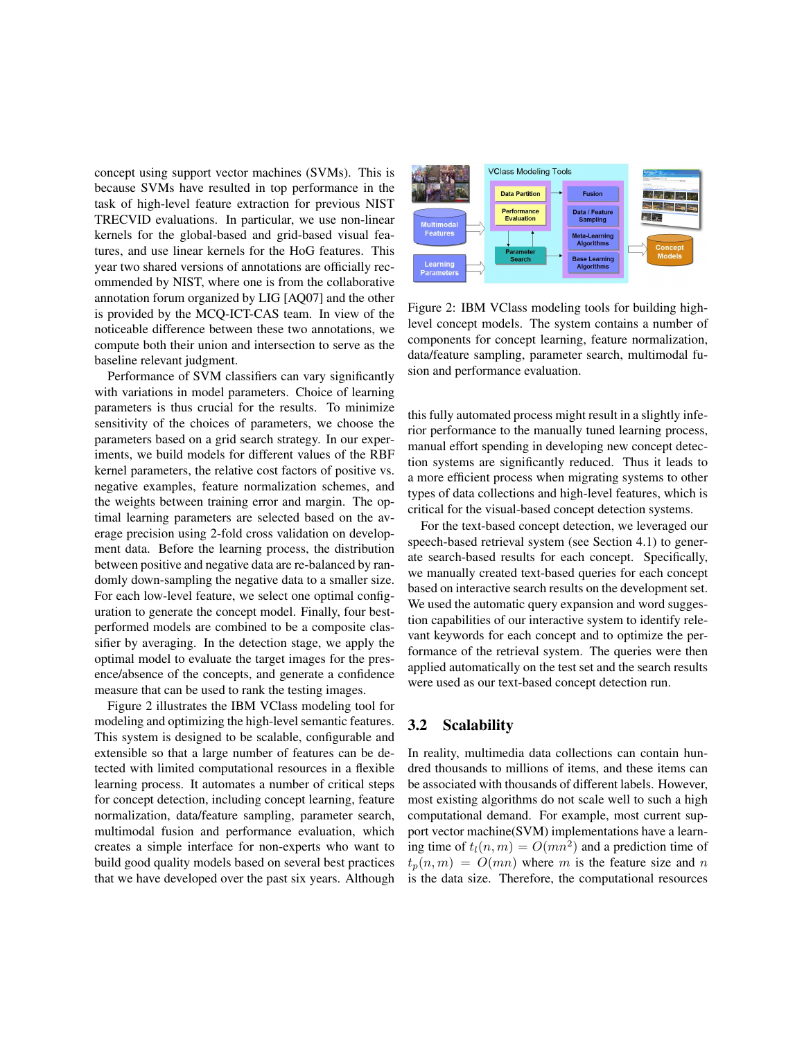concept using support vector machines (SVMs). This is because SVMs have resulted in top performance in the task of high-level feature extraction for previous NIST TRECVID evaluations. In particular, we use non-linear kernels for the global-based and grid-based visual features, and use linear kernels for the HoG features. This year two shared versions of annotations are officially recommended by NIST, where one is from the collaborative annotation forum organized by LIG [AQ07] and the other is provided by the MCQ-ICT-CAS team. In view of the noticeable difference between these two annotations, we compute both their union and intersection to serve as the baseline relevant judgment.

Performance of SVM classifiers can vary significantly with variations in model parameters. Choice of learning parameters is thus crucial for the results. To minimize sensitivity of the choices of parameters, we choose the parameters based on a grid search strategy. In our experiments, we build models for different values of the RBF kernel parameters, the relative cost factors of positive vs. negative examples, feature normalization schemes, and the weights between training error and margin. The optimal learning parameters are selected based on the average precision using 2-fold cross validation on development data. Before the learning process, the distribution between positive and negative data are re-balanced by randomly down-sampling the negative data to a smaller size. For each low-level feature, we select one optimal configuration to generate the concept model. Finally, four best-performed models are combined to be a composite classifier by averaging. In the detection stage, we apply the optimal model to evaluate the target images for the presence/absence of the concepts, and generate a confidence measure that can be used to rank the testing images.

Figure 2 illustrates the IBM VClass modeling tool for modeling and optimizing the high-level semantic features. This system is designed to be scalable, configurable and extensible so that a large number of features can be detected with limited computational resources in a flexible learning process. It automates a number of critical steps for concept detection, including concept learning, feature normalization, data/feature sampling, parameter search, multimodal fusion and performance evaluation, which creates a simple interface for non-experts who want to build good quality models based on several best practices that we have developed over the past six years. Although this fully automated process might result in a slightly inferior performance to the manually tuned learning process, manual effort spending in developing new concept detection systems are significantly reduced. Thus it leads to a more efficient process when migrating systems to other types of data collections and high-level features, which is critical for the visual-based concept detection systems.

Figure 2: IBM VClass modeling tools for building high-level concept models. The system contains a number of components for concept learning, feature normalization, data/feature sampling, parameter search, multimodal fusion and performance evaluation.

For the text-based concept detection, we leveraged our speech-based retrieval system (see Section 4.1) to generate search-based results for each concept. Specifically, we manually created text-based queries for each concept based on interactive search results on the development set. We used the automatic query expansion and word suggestion capabilities of our interactive system to identify relevant keywords for each concept and to optimize the performance of the retrieval system. The queries were then applied automatically on the test set and the search results were used as our text-based concept detection run.

## 3.2 Scalability

In reality, multimedia data collections can contain hundred thousands to millions of items, and these items can be associated with thousands of different labels. However, most existing algorithms do not scale well to such a high computational demand. For example, most current support vector machine(SVM) implementations have a learning time of $t_l(n, m) = O(mn^2)$ and a prediction time of $t_p(n, m) = O(mn)$ where $m$ is the feature size and $n$ is the data size. Therefore, the computational resources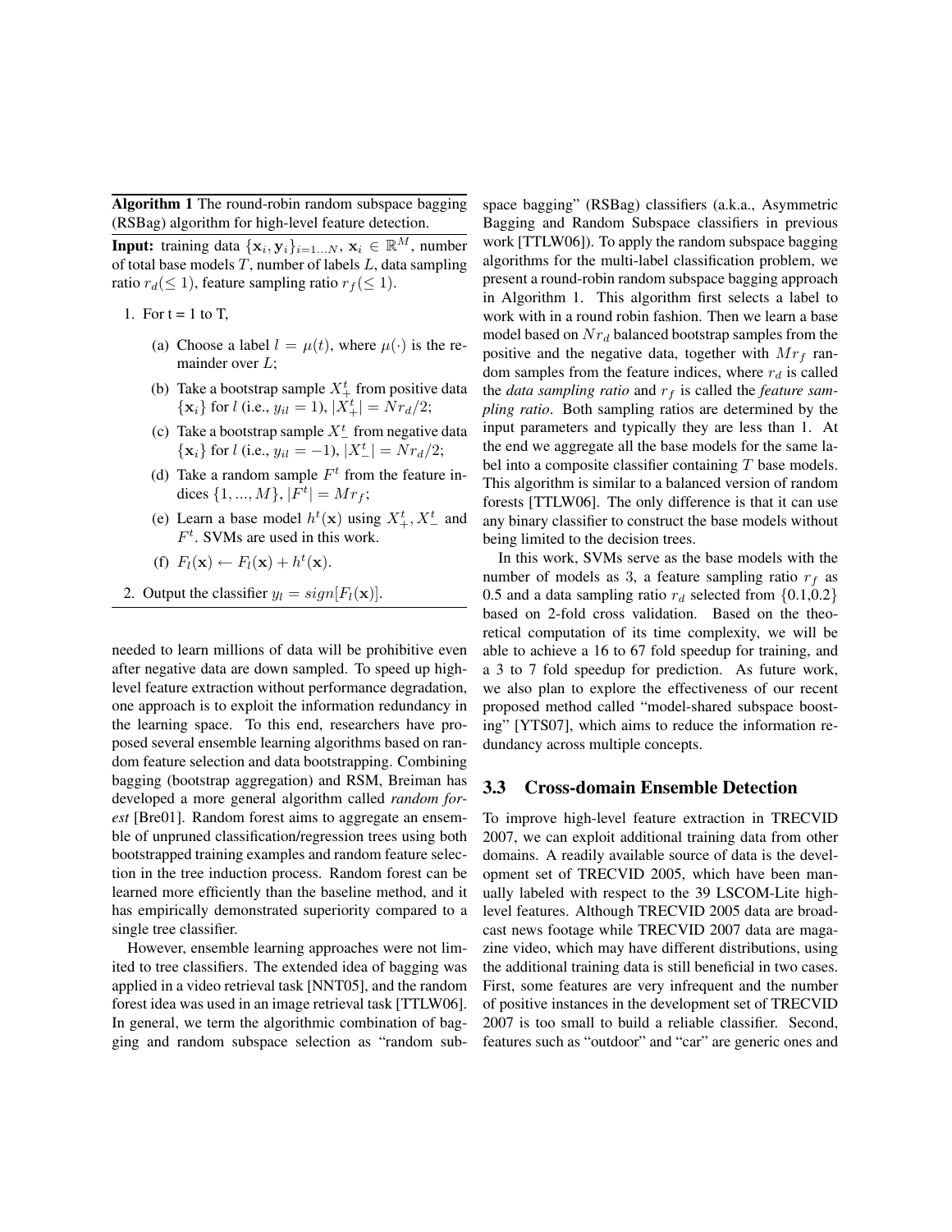**Algorithm 1** The round-robin random subspace bagging (RSBag) algorithm for high-level feature detection.

**Input:** training data $\{\mathbf{x}_i, \mathbf{y}_i\}_{i=1...N}$, $\mathbf{x}_i \in \mathbb{R}^M$, number of total base models $T$, number of labels $L$, data sampling ratio $r_d (\leq 1)$, feature sampling ratio $r_f (\leq 1)$.

1. For t = 1 to T,
   - (a) Choose a label $l = \mu(t)$, where $\mu(\cdot)$ is the remainder over $L$;
   - (b) Take a bootstrap sample $X_+^t$ from positive data $\{\mathbf{x}_i\}$ for $l$ (i.e., $y_{il} = 1$), $|X_+^t| = Nr_d/2$;
   - (c) Take a bootstrap sample $X_-^t$ from negative data $\{\mathbf{x}_i\}$ for $l$ (i.e., $y_{il} = -1$), $|X_-^t| = Nr_d/2$;
   - (d) Take a random sample $F^t$ from the feature indices $\{1, ..., M\}$, $|F^t| = Mr_f$;
   - (e) Learn a base model $h^t(\mathbf{x})$ using $X_+^t, X_-^t$ and $F^t$. SVMs are used in this work.
   - (f) $F_l(\mathbf{x}) \leftarrow F_l(\mathbf{x}) + h^t(\mathbf{x})$.
2. Output the classifier $y_l = sign[F_l(\mathbf{x})]$.

needed to learn millions of data will be prohibitive even after negative data are down sampled. To speed up high-level feature extraction without performance degradation, one approach is to exploit the information redundancy in the learning space. To this end, researchers have proposed several ensemble learning algorithms based on random feature selection and data bootstrapping. Combining bagging (bootstrap aggregation) and RSM, Breiman has developed a more general algorithm called *random forest* [Bre01]. Random forest aims to aggregate an ensemble of unpruned classification/regression trees using both bootstrapped training examples and random feature selection in the tree induction process. Random forest can be learned more efficiently than the baseline method, and it has empirically demonstrated superiority compared to a single tree classifier.

However, ensemble learning approaches were not limited to tree classifiers. The extended idea of bagging was applied in a video retrieval task [NNT05], and the random forest idea was used in an image retrieval task [TTLW06]. In general, we term the algorithmic combination of bagging and random subspace selection as "random subspace bagging" (RSBag) classifiers (a.k.a., Asymmetric Bagging and Random Subspace classifiers in previous work [TTLW06]). To apply the random subspace bagging algorithms for the multi-label classification problem, we present a round-robin random subspace bagging approach in Algorithm 1. This algorithm first selects a label to work with in a round robin fashion. Then we learn a base model based on $Nr_d$ balanced bootstrap samples from the positive and the negative data, together with $Mr_f$ random samples from the feature indices, where $r_d$ is called the *data sampling ratio* and $r_f$ is called the *feature sampling ratio*. Both sampling ratios are determined by the input parameters and typically they are less than 1. At the end we aggregate all the base models for the same label into a composite classifier containing $T$ base models. This algorithm is similar to a balanced version of random forests [TTLW06]. The only difference is that it can use any binary classifier to construct the base models without being limited to the decision trees.

In this work, SVMs serve as the base models with the number of models as 3, a feature sampling ratio $r_f$ as 0.5 and a data sampling ratio $r_d$ selected from $\{0.1, 0.2\}$ based on 2-fold cross validation. Based on the theoretical computation of its time complexity, we will be able to achieve a 16 to 67 fold speedup for training, and a 3 to 7 fold speedup for prediction. As future work, we also plan to explore the effectiveness of our recent proposed method called "model-shared subspace boosting" [YTS07], which aims to reduce the information redundancy across multiple concepts.

### 3.3 Cross-domain Ensemble Detection

To improve high-level feature extraction in TRECVID 2007, we can exploit additional training data from other domains. A readily available source of data is the development set of TRECVID 2005, which have been manually labeled with respect to the 39 LSCOM-Lite high-level features. Although TRECVID 2005 data are broadcast news footage while TRECVID 2007 data are magazine video, which may have different distributions, using the additional training data is still beneficial in two cases. First, some features are very infrequent and the number of positive instances in the development set of TRECVID 2007 is too small to build a reliable classifier. Second, features such as "outdoor" and "car" are generic ones and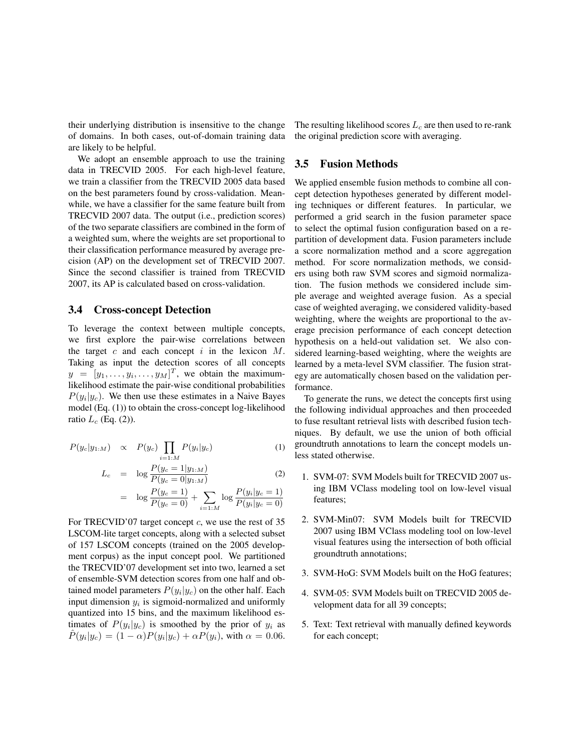their underlying distribution is insensitive to the change of domains. In both cases, out-of-domain training data are likely to be helpful.

We adopt an ensemble approach to use the training data in TRECVID 2005. For each high-level feature, we train a classifier from the TRECVID 2005 data based on the best parameters found by cross-validation. Meanwhile, we have a classifier for the same feature built from TRECVID 2007 data. The output (i.e., prediction scores) of the two separate classifiers are combined in the form of a weighted sum, where the weights are set proportional to their classification performance measured by average precision (AP) on the development set of TRECVID 2007. Since the second classifier is trained from TRECVID 2007, its AP is calculated based on cross-validation.

### 3.4 Cross-concept Detection

To leverage the context between multiple concepts, we first explore the pair-wise correlations between the target $c$ and each concept $i$ in the lexicon $M$. Taking as input the detection scores of all concepts $y = [y_1, \ldots, y_i, \ldots, y_M]^T$, we obtain the maximum-likelihood estimate the pair-wise conditional probabilities $P(y_i|y_c)$. We then use these estimates in a Naive Bayes model (Eq. (1)) to obtain the cross-concept log-likelihood ratio $L_c$ (Eq. (2)).

$$P(y_c|y_{1:M}) \quad \propto \quad P(y_c) \prod_{i=1:M} P(y_i|y_c) \tag{1}$$

$$\begin{aligned} L_c &= \log \frac{P(y_c = 1|y_{1:M})}{P(y_c = 0|y_{1:M})} \\ &= \log \frac{P(y_c = 1)}{P(y_c = 0)} + \sum_{i=1:M} \log \frac{P(y_i|y_c = 1)}{P(y_i|y_c = 0)} \end{aligned} \tag{2}$$

For TRECVID'07 target concept $c$, we use the rest of 35 LSCOM-lite target concepts, along with a selected subset of 157 LSCOM concepts (trained on the 2005 development corpus) as the input concept pool. We partitioned the TRECVID'07 development set into two, learned a set of ensemble-SVM detection scores from one half and obtained model parameters $P(y_i|y_c)$ on the other half. Each input dimension $y_i$ is sigmoid-normalized and uniformly quantized into 15 bins, and the maximum likelihood estimates of $P(y_i|y_c)$ is smoothed by the prior of $y_i$ as $\hat{P}(y_i|y_c) = (1 - \alpha)P(y_i|y_c) + \alpha P(y_i)$, with $\alpha = 0.06$. The resulting likelihood scores $L_c$ are then used to re-rank the original prediction score with averaging.

### 3.5 Fusion Methods

We applied ensemble fusion methods to combine all concept detection hypotheses generated by different modeling techniques or different features. In particular, we performed a grid search in the fusion parameter space to select the optimal fusion configuration based on a repartition of development data. Fusion parameters include a score normalization method and a score aggregation method. For score normalization methods, we considers using both raw SVM scores and sigmoid normalization. The fusion methods we considered include simple average and weighted average fusion. As a special case of weighted averaging, we considered validity-based weighting, where the weights are proportional to the average precision performance of each concept detection hypothesis on a held-out validation set. We also considered learning-based weighting, where the weights are learned by a meta-level SVM classifier. The fusion strategy are automatically chosen based on the validation performance.

To generate the runs, we detect the concepts first using the following individual approaches and then proceeded to fuse resultant retrieval lists with described fusion techniques. By default, we use the union of both official groundtruth annotations to learn the concept models unless stated otherwise.

1. SVM-07: SVM Models built for TRECVID 2007 using IBM VClass modeling tool on low-level visual features;
2. SVM-Min07: SVM Models built for TRECVID 2007 using IBM VClass modeling tool on low-level visual features using the intersection of both official groundtruth annotations;
3. SVM-HoG: SVM Models built on the HoG features;
4. SVM-05: SVM Models built on TRECVID 2005 development data for all 39 concepts;
5. Text: Text retrieval with manually defined keywords for each concept;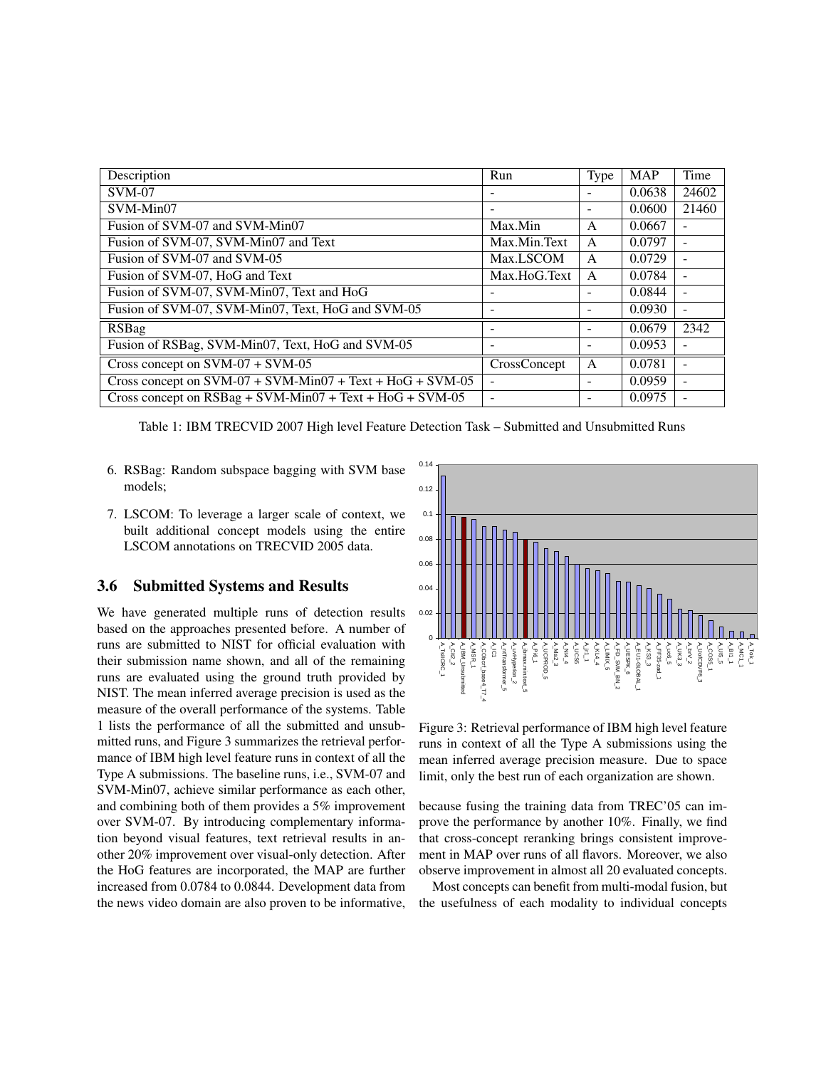| Description | Run | Type | MAP | Time |
|---|---|---|---|---|
| SVM-07 | - | - | 0.0638 | 24602 |
| SVM-Min07 | - | - | 0.0600 | 21460 |
| Fusion of SVM-07 and SVM-Min07 | Max.Min | A | 0.0667 | - |
| Fusion of SVM-07, SVM-Min07 and Text | Max.Min.Text | A | 0.0797 | - |
| Fusion of SVM-07 and SVM-05 | Max.LSCOM | A | 0.0729 | - |
| Fusion of SVM-07, HoG and Text | Max.HoG.Text | A | 0.0784 | - |
| Fusion of SVM-07, SVM-Min07, Text and HoG | - | - | 0.0844 | - |
| Fusion of SVM-07, SVM-Min07, Text, HoG and SVM-05 | - | - | 0.0930 | - |
| RSBag | - | - | 0.0679 | 2342 |
| Fusion of RSBag, SVM-Min07, Text, HoG and SVM-05 | - | - | 0.0953 | - |
| Cross concept on SVM-07 + SVM-05 | CrossConcept | A | 0.0781 | - |
| Cross concept on SVM-07 + SVM-Min07 + Text + HoG + SVM-05 | - | - | 0.0959 | - |
| Cross concept on RSBag + SVM-Min07 + Text + HoG + SVM-05 | - | - | 0.0975 | - |

Table 1: IBM TRECVID 2007 High level Feature Detection Task – Submitted and Unsubmitted Runs

6. RSBag: Random subspace bagging with SVM base models;

7. LSCOM: To leverage a larger scale of context, we built additional concept models using the entire LSCOM annotations on TRECVID 2005 data.

### 3.6 Submitted Systems and Results

We have generated multiple runs of detection results based on the approaches presented before. A number of runs are submitted to NIST for official evaluation with their submission name shown, and all of the remaining runs are evaluated using the ground truth provided by NIST. The mean inferred average precision is used as the measure of the overall performance of the systems. Table 1 lists the performance of all the submitted and unsubmitted runs, and Figure 3 summarizes the retrieval performance of IBM high level feature runs in context of all the Type A submissions. The baseline runs, i.e., SVM-07 and SVM-Min07, achieve similar performance as each other, and combining both of them provides a 5% improvement over SVM-07. By introducing complementary information beyond visual features, text retrieval results in another 20% improvement over visual-only detection. After the HoG features are incorporated, the MAP are further increased from 0.0784 to 0.0844. Development data from the news video domain are also proven to be informative, because fusing the training data from TREC'05 can improve the performance by another 10%. Finally, we find that cross-concept reranking brings consistent improvement in MAP over runs of all flavors. Moreover, we also observe improvement in almost all 20 evaluated concepts.

Figure 3: Retrieval performance of IBM high level feature runs in context of all the Type A submissions using the mean inferred average precision measure. Due to space limit, only the best run of each organization are shown.

Most concepts can benefit from multi-modal fusion, but the usefulness of each modality to individual concepts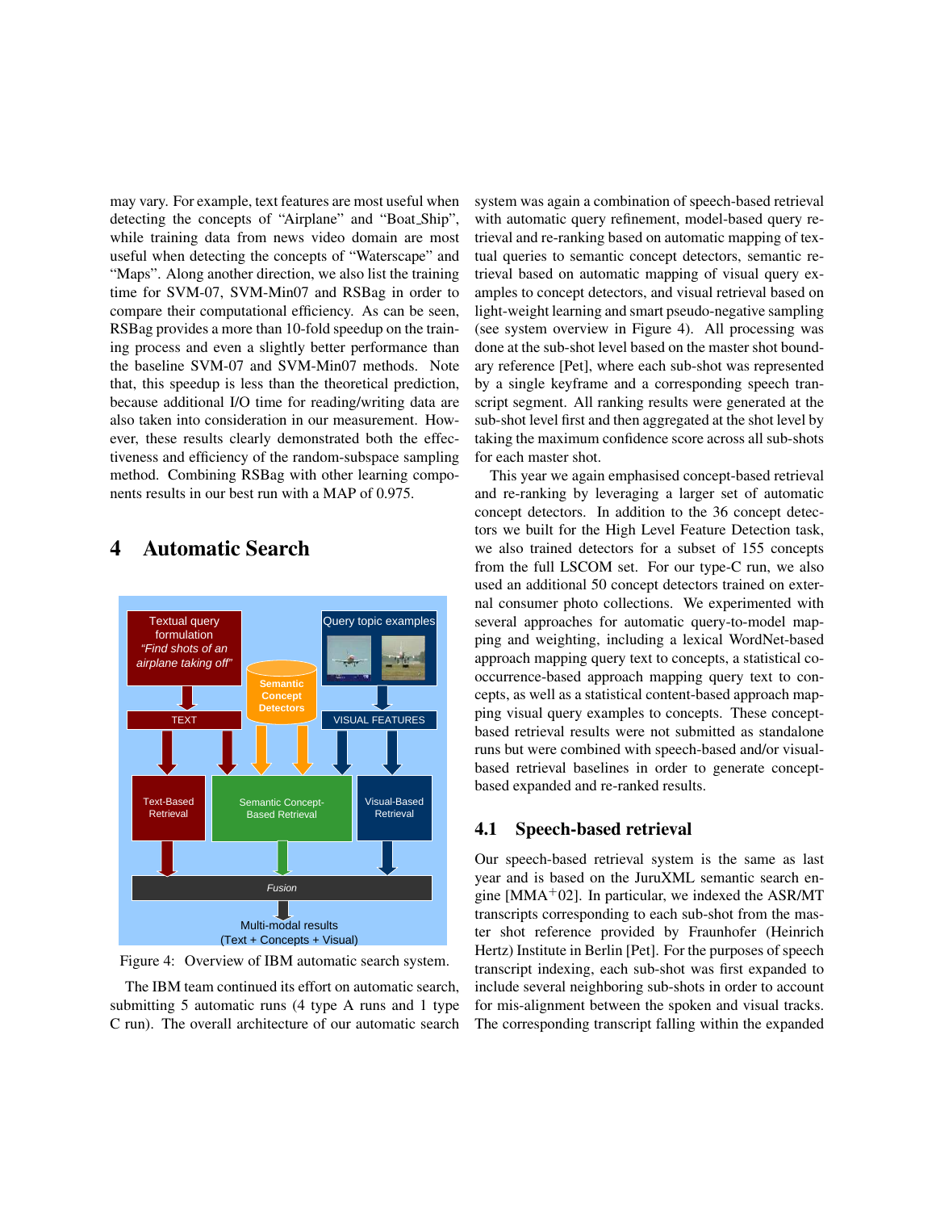may vary. For example, text features are most useful when detecting the concepts of "Airplane" and "Boat_Ship", while training data from news video domain are most useful when detecting the concepts of "Waterscape" and "Maps". Along another direction, we also list the training time for SVM-07, SVM-Min07 and RSBag in order to compare their computational efficiency. As can be seen, RSBag provides a more than 10-fold speedup on the training process and even a slightly better performance than the baseline SVM-07 and SVM-Min07 methods. Note that, this speedup is less than the theoretical prediction, because additional I/O time for reading/writing data are also taken into consideration in our measurement. However, these results clearly demonstrated both the effectiveness and efficiency of the random-subspace sampling method. Combining RSBag with other learning components results in our best run with a MAP of 0.975.

# 4 Automatic Search

Figure 4: Overview of IBM automatic search system.

The IBM team continued its effort on automatic search, submitting 5 automatic runs (4 type A runs and 1 type C run). The overall architecture of our automatic search system was again a combination of speech-based retrieval with automatic query refinement, model-based query retrieval and re-ranking based on automatic mapping of textual queries to semantic concept detectors, semantic retrieval based on automatic mapping of visual query examples to concept detectors, and visual retrieval based on light-weight learning and smart pseudo-negative sampling (see system overview in Figure 4). All processing was done at the sub-shot level based on the master shot boundary reference [Pet], where each sub-shot was represented by a single keyframe and a corresponding speech transcript segment. All ranking results were generated at the sub-shot level first and then aggregated at the shot level by taking the maximum confidence score across all sub-shots for each master shot.

This year we again emphasised concept-based retrieval and re-ranking by leveraging a larger set of automatic concept detectors. In addition to the 36 concept detectors we built for the High Level Feature Detection task, we also trained detectors for a subset of 155 concepts from the full LSCOM set. For our type-C run, we also used an additional 50 concept detectors trained on external consumer photo collections. We experimented with several approaches for automatic query-to-model mapping and weighting, including a lexical WordNet-based approach mapping query text to concepts, a statistical co-occurrence-based approach mapping query text to concepts, as well as a statistical content-based approach mapping visual query examples to concepts. These concept-based retrieval results were not submitted as standalone runs but were combined with speech-based and/or visual-based retrieval baselines in order to generate concept-based expanded and re-ranked results.

## 4.1 Speech-based retrieval

Our speech-based retrieval system is the same as last year and is based on the JuruXML semantic search engine [MMA+02]. In particular, we indexed the ASR/MT transcripts corresponding to each sub-shot from the master shot reference provided by Fraunhofer (Heinrich Hertz) Institute in Berlin [Pet]. For the purposes of speech transcript indexing, each sub-shot was first expanded to include several neighboring sub-shots in order to account for mis-alignment between the spoken and visual tracks. The corresponding transcript falling within the expanded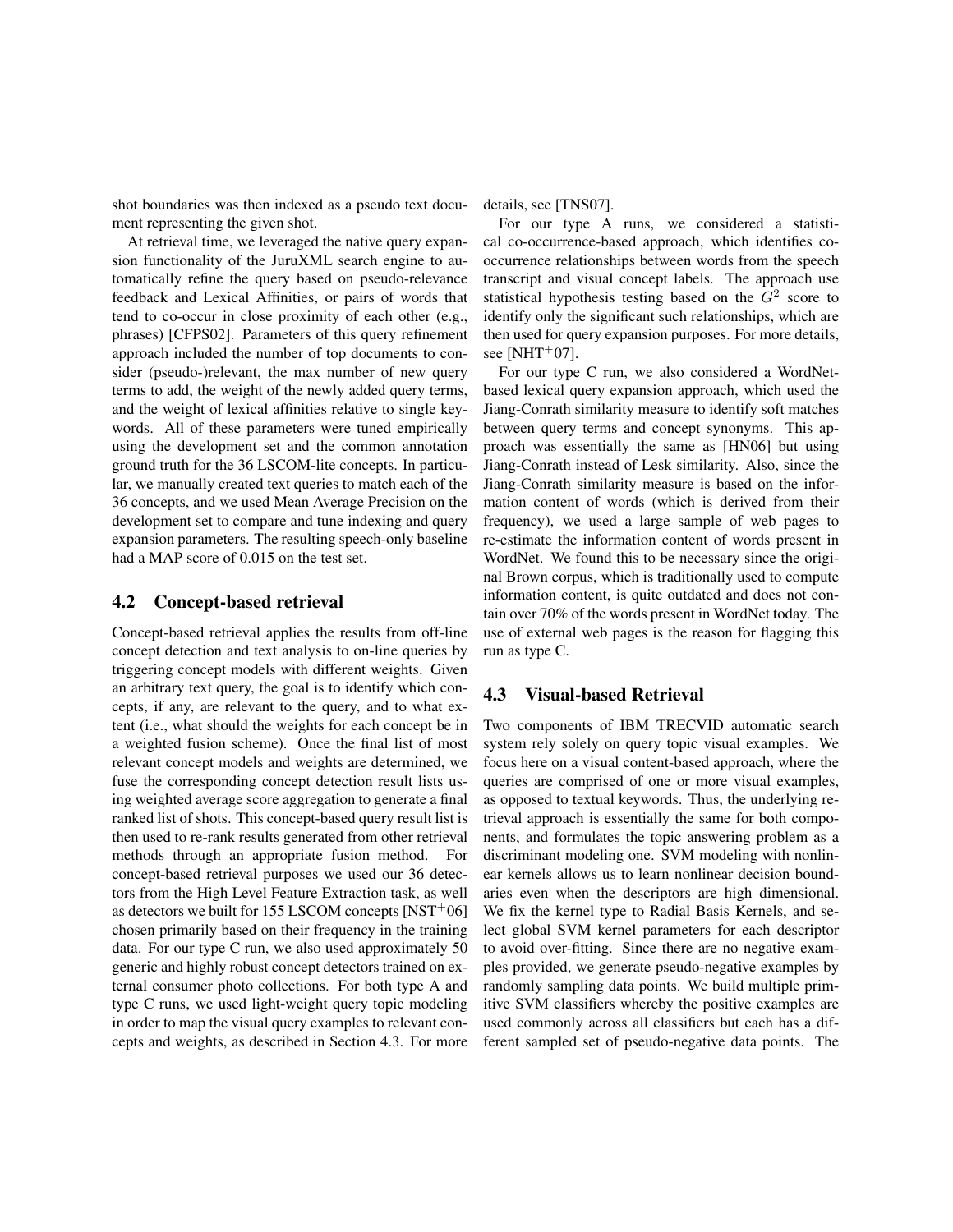shot boundaries was then indexed as a pseudo text document representing the given shot.

At retrieval time, we leveraged the native query expansion functionality of the JuruXML search engine to automatically refine the query based on pseudo-relevance feedback and Lexical Affinities, or pairs of words that tend to co-occur in close proximity of each other (e.g., phrases) [CFPS02]. Parameters of this query refinement approach included the number of top documents to consider (pseudo-)relevant, the max number of new query terms to add, the weight of the newly added query terms, and the weight of lexical affinities relative to single keywords. All of these parameters were tuned empirically using the development set and the common annotation ground truth for the 36 LSCOM-lite concepts. In particular, we manually created text queries to match each of the 36 concepts, and we used Mean Average Precision on the development set to compare and tune indexing and query expansion parameters. The resulting speech-only baseline had a MAP score of 0.015 on the test set.

## 4.2 Concept-based retrieval

Concept-based retrieval applies the results from off-line concept detection and text analysis to on-line queries by triggering concept models with different weights. Given an arbitrary text query, the goal is to identify which concepts, if any, are relevant to the query, and to what extent (i.e., what should the weights for each concept be in a weighted fusion scheme). Once the final list of most relevant concept models and weights are determined, we fuse the corresponding concept detection result lists using weighted average score aggregation to generate a final ranked list of shots. This concept-based query result list is then used to re-rank results generated from other retrieval methods through an appropriate fusion method. For concept-based retrieval purposes we used our 36 detectors from the High Level Feature Extraction task, as well as detectors we built for 155 LSCOM concepts [NST+06] chosen primarily based on their frequency in the training data. For our type C run, we also used approximately 50 generic and highly robust concept detectors trained on external consumer photo collections. For both type A and type C runs, we used light-weight query topic modeling in order to map the visual query examples to relevant concepts and weights, as described in Section 4.3. For more details, see [TNS07].

For our type A runs, we considered a statistical co-occurrence-based approach, which identifies co-occurrence relationships between words from the speech transcript and visual concept labels. The approach use statistical hypothesis testing based on the $G^2$ score to identify only the significant such relationships, which are then used for query expansion purposes. For more details, see [NHT+07].

For our type C run, we also considered a WordNet-based lexical query expansion approach, which used the Jiang-Conrath similarity measure to identify soft matches between query terms and concept synonyms. This approach was essentially the same as [HN06] but using Jiang-Conrath instead of Lesk similarity. Also, since the Jiang-Conrath similarity measure is based on the information content of words (which is derived from their frequency), we used a large sample of web pages to re-estimate the information content of words present in WordNet. We found this to be necessary since the original Brown corpus, which is traditionally used to compute information content, is quite outdated and does not contain over 70% of the words present in WordNet today. The use of external web pages is the reason for flagging this run as type C.

## 4.3 Visual-based Retrieval

Two components of IBM TRECVID automatic search system rely solely on query topic visual examples. We focus here on a visual content-based approach, where the queries are comprised of one or more visual examples, as opposed to textual keywords. Thus, the underlying retrieval approach is essentially the same for both components, and formulates the topic answering problem as a discriminant modeling one. SVM modeling with nonlinear kernels allows us to learn nonlinear decision boundaries even when the descriptors are high dimensional. We fix the kernel type to Radial Basis Kernels, and select global SVM kernel parameters for each descriptor to avoid over-fitting. Since there are no negative examples provided, we generate pseudo-negative examples by randomly sampling data points. We build multiple primitive SVM classifiers whereby the positive examples are used commonly across all classifiers but each has a different sampled set of pseudo-negative data points. The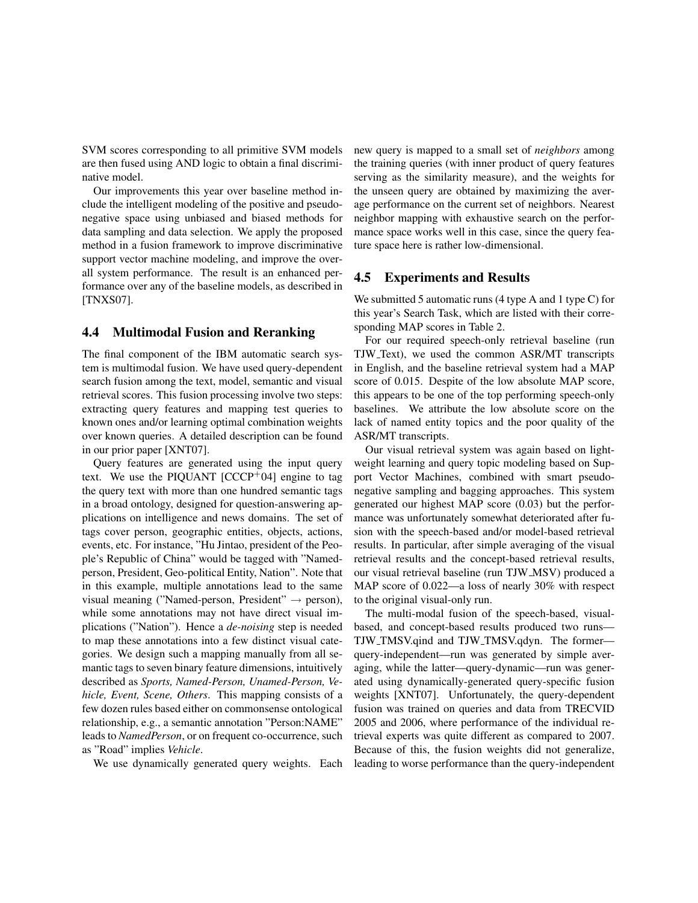SVM scores corresponding to all primitive SVM models are then fused using AND logic to obtain a final discriminative model.

Our improvements this year over baseline method include the intelligent modeling of the positive and pseudo-negative space using unbiased and biased methods for data sampling and data selection. We apply the proposed method in a fusion framework to improve discriminative support vector machine modeling, and improve the overall system performance. The result is an enhanced performance over any of the baseline models, as described in [TNXS07].

## 4.4 Multimodal Fusion and Reranking

The final component of the IBM automatic search system is multimodal fusion. We have used query-dependent search fusion among the text, model, semantic and visual retrieval scores. This fusion processing involve two steps: extracting query features and mapping test queries to known ones and/or learning optimal combination weights over known queries. A detailed description can be found in our prior paper [XNT07].

Query features are generated using the input query text. We use the PIQUANT [CCCP+04] engine to tag the query text with more than one hundred semantic tags in a broad ontology, designed for question-answering applications on intelligence and news domains. The set of tags cover person, geographic entities, objects, actions, events, etc. For instance, "Hu Jintao, president of the People's Republic of China" would be tagged with "Named-person, President, Geo-political Entity, Nation". Note that in this example, multiple annotations lead to the same visual meaning ("Named-person, President" → person), while some annotations may not have direct visual implications ("Nation"). Hence a *de-noising* step is needed to map these annotations into a few distinct visual categories. We design such a mapping manually from all semantic tags to seven binary feature dimensions, intuitively described as *Sports, Named-Person, Unamed-Person, Vehicle, Event, Scene, Others*. This mapping consists of a few dozen rules based either on commonsense ontological relationship, e.g., a semantic annotation "Person:NAME" leads to *NamedPerson*, or on frequent co-occurrence, such as "Road" implies *Vehicle*.

We use dynamically generated query weights. Each new query is mapped to a small set of *neighbors* among the training queries (with inner product of query features serving as the similarity measure), and the weights for the unseen query are obtained by maximizing the average performance on the current set of neighbors. Nearest neighbor mapping with exhaustive search on the performance space works well in this case, since the query feature space here is rather low-dimensional.

## 4.5 Experiments and Results

We submitted 5 automatic runs (4 type A and 1 type C) for this year's Search Task, which are listed with their corresponding MAP scores in Table 2.

For our required speech-only retrieval baseline (run TJW_Text), we used the common ASR/MT transcripts in English, and the baseline retrieval system had a MAP score of 0.015. Despite of the low absolute MAP score, this appears to be one of the top performing speech-only baselines. We attribute the low absolute score on the lack of named entity topics and the poor quality of the ASR/MT transcripts.

Our visual retrieval system was again based on lightweight learning and query topic modeling based on Support Vector Machines, combined with smart pseudo-negative sampling and bagging approaches. This system generated our highest MAP score (0.03) but the performance was unfortunately somewhat deteriorated after fusion with the speech-based and/or model-based retrieval results. In particular, after simple averaging of the visual retrieval results and the concept-based retrieval results, our visual retrieval baseline (run TJW_MSV) produced a MAP score of 0.022—a loss of nearly 30% with respect to the original visual-only run.

The multi-modal fusion of the speech-based, visual-based, and concept-based results produced two runs—TJW_TMSV.qind and TJW_TMSV.qdyn. The former—query-independent—run was generated by simple averaging, while the latter—query-dynamic—run was generated using dynamically-generated query-specific fusion weights [XNT07]. Unfortunately, the query-dependent fusion was trained on queries and data from TRECVID 2005 and 2006, where performance of the individual retrieval experts was quite different as compared to 2007. Because of this, the fusion weights did not generalize, leading to worse performance than the query-independent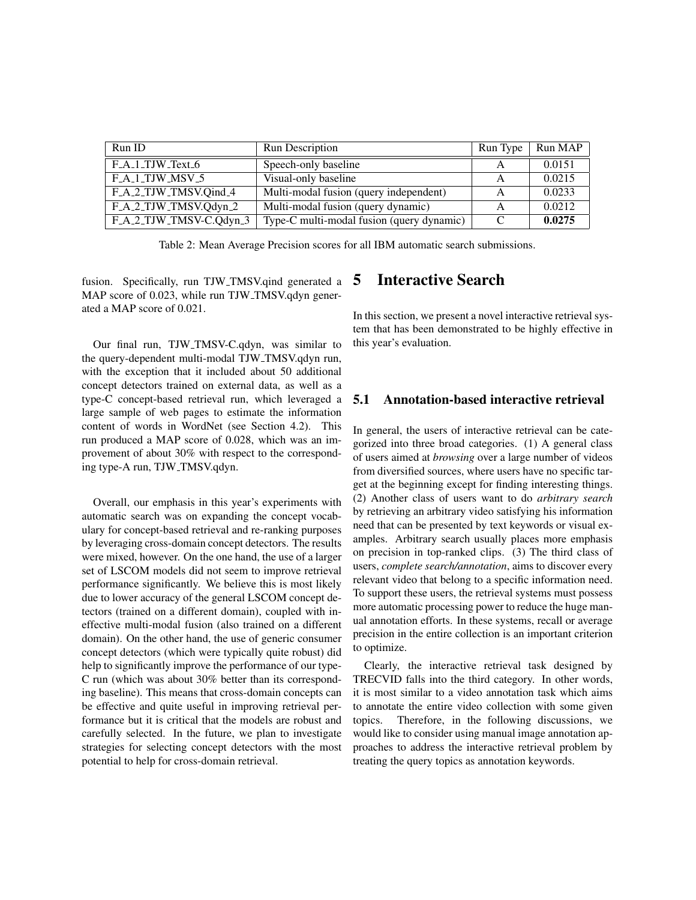| Run ID | Run Description | Run Type | Run MAP |
|---|---|---|---|
| F_A_1_TJW_Text_6 | Speech-only baseline | A | 0.0151 |
| F_A_1_TJW_MSV_5 | Visual-only baseline | A | 0.0215 |
| F_A_2_TJW_TMSV.Qind_4 | Multi-modal fusion (query independent) | A | 0.0233 |
| F_A_2_TJW_TMSV.Qdyn_2 | Multi-modal fusion (query dynamic) | A | 0.0212 |
| F_A_2_TJW_TMSV-C.Qdyn_3 | Type-C multi-modal fusion (query dynamic) | C | **0.0275** |

Table 2: Mean Average Precision scores for all IBM automatic search submissions.

fusion. Specifically, run TJW_TMSV.qind generated a MAP score of 0.023, while run TJW_TMSV.qdyn generated a MAP score of 0.021.

Our final run, TJW_TMSV-C.qdyn, was similar to the query-dependent multi-modal TJW_TMSV.qdyn run, with the exception that it included about 50 additional concept detectors trained on external data, as well as a type-C concept-based retrieval run, which leveraged a large sample of web pages to estimate the information content of words in WordNet (see Section 4.2). This run produced a MAP score of 0.028, which was an improvement of about 30% with respect to the corresponding type-A run, TJW_TMSV.qdyn.

Overall, our emphasis in this year's experiments with automatic search was on expanding the concept vocabulary for concept-based retrieval and re-ranking purposes by leveraging cross-domain concept detectors. The results were mixed, however. On the one hand, the use of a larger set of LSCOM models did not seem to improve retrieval performance significantly. We believe this is most likely due to lower accuracy of the general LSCOM concept detectors (trained on a different domain), coupled with ineffective multi-modal fusion (also trained on a different domain). On the other hand, the use of generic consumer concept detectors (which were typically quite robust) did help to significantly improve the performance of our type-C run (which was about 30% better than its corresponding baseline). This means that cross-domain concepts can be effective and quite useful in improving retrieval performance but it is critical that the models are robust and carefully selected. In the future, we plan to investigate strategies for selecting concept detectors with the most potential to help for cross-domain retrieval.

# 5 Interactive Search

In this section, we present a novel interactive retrieval system that has been demonstrated to be highly effective in this year's evaluation.

## 5.1 Annotation-based interactive retrieval

In general, the users of interactive retrieval can be categorized into three broad categories. (1) A general class of users aimed at *browsing* over a large number of videos from diversified sources, where users have no specific target at the beginning except for finding interesting things. (2) Another class of users want to do *arbitrary search* by retrieving an arbitrary video satisfying his information need that can be presented by text keywords or visual examples. Arbitrary search usually places more emphasis on precision in top-ranked clips. (3) The third class of users, *complete search/annotation*, aims to discover every relevant video that belong to a specific information need. To support these users, the retrieval systems must possess more automatic processing power to reduce the huge manual annotation efforts. In these systems, recall or average precision in the entire collection is an important criterion to optimize.

Clearly, the interactive retrieval task designed by TRECVID falls into the third category. In other words, it is most similar to a video annotation task which aims to annotate the entire video collection with some given topics. Therefore, in the following discussions, we would like to consider using manual image annotation approaches to address the interactive retrieval problem by treating the query topics as annotation keywords.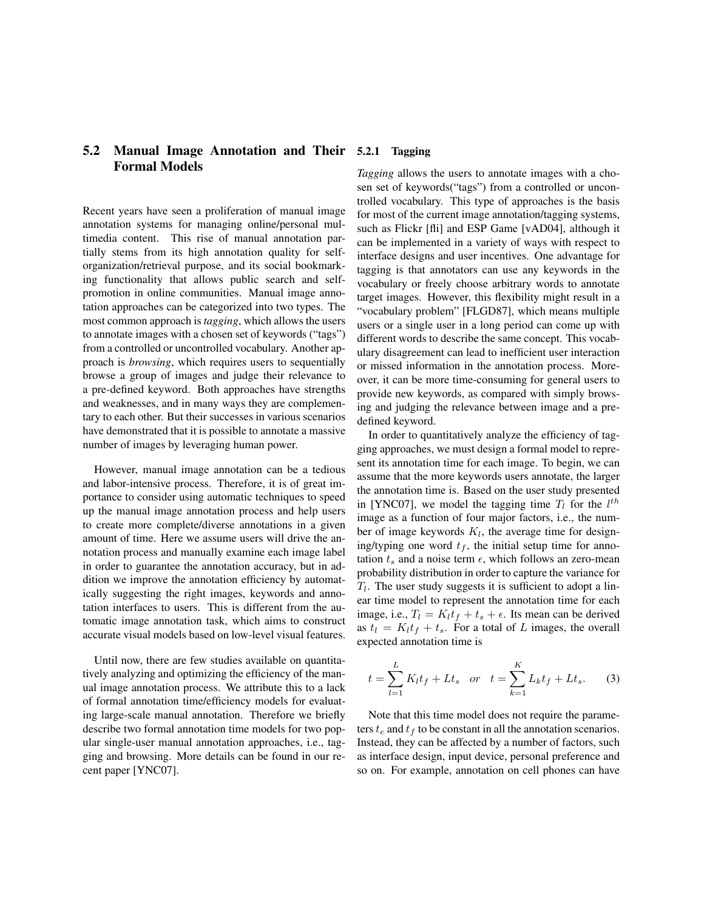## 5.2 Manual Image Annotation and Their Formal Models

Recent years have seen a proliferation of manual image annotation systems for managing online/personal multimedia content. This rise of manual annotation partially stems from its high annotation quality for self-organization/retrieval purpose, and its social bookmarking functionality that allows public search and self-promotion in online communities. Manual image annotation approaches can be categorized into two types. The most common approach is *tagging*, which allows the users to annotate images with a chosen set of keywords ("tags") from a controlled or uncontrolled vocabulary. Another approach is *browsing*, which requires users to sequentially browse a group of images and judge their relevance to a pre-defined keyword. Both approaches have strengths and weaknesses, and in many ways they are complementary to each other. But their successes in various scenarios have demonstrated that it is possible to annotate a massive number of images by leveraging human power.

However, manual image annotation can be a tedious and labor-intensive process. Therefore, it is of great importance to consider using automatic techniques to speed up the manual image annotation process and help users to create more complete/diverse annotations in a given amount of time. Here we assume users will drive the annotation process and manually examine each image label in order to guarantee the annotation accuracy, but in addition we improve the annotation efficiency by automatically suggesting the right images, keywords and annotation interfaces to users. This is different from the automatic image annotation task, which aims to construct accurate visual models based on low-level visual features.

Until now, there are few studies available on quantitatively analyzing and optimizing the efficiency of the manual image annotation process. We attribute this to a lack of formal annotation time/efficiency models for evaluating large-scale manual annotation. Therefore we briefly describe two formal annotation time models for two popular single-user manual annotation approaches, i.e., tagging and browsing. More details can be found in our recent paper [YNC07].

### 5.2.1 Tagging

*Tagging* allows the users to annotate images with a chosen set of keywords("tags") from a controlled or uncontrolled vocabulary. This type of approaches is the basis for most of the current image annotation/tagging systems, such as Flickr [fli] and ESP Game [vAD04], although it can be implemented in a variety of ways with respect to interface designs and user incentives. One advantage for tagging is that annotators can use any keywords in the vocabulary or freely choose arbitrary words to annotate target images. However, this flexibility might result in a "vocabulary problem" [FLGD87], which means multiple users or a single user in a long period can come up with different words to describe the same concept. This vocabulary disagreement can lead to inefficient user interaction or missed information in the annotation process. Moreover, it can be more time-consuming for general users to provide new keywords, as compared with simply browsing and judging the relevance between image and a pre-defined keyword.

In order to quantitatively analyze the efficiency of tagging approaches, we must design a formal model to represent its annotation time for each image. To begin, we can assume that the more keywords users annotate, the larger the annotation time is. Based on the user study presented in [YNC07], we model the tagging time $T_l$ for the $l^{th}$ image as a function of four major factors, i.e., the number of image keywords $K_l$, the average time for designing/typing one word $t_f$, the initial setup time for annotation $t_s$ and a noise term $\epsilon$, which follows an zero-mean probability distribution in order to capture the variance for $T_l$. The user study suggests it is sufficient to adopt a linear time model to represent the annotation time for each image, i.e., $T_l = K_l t_f + t_s + \epsilon$. Its mean can be derived as $t_l = K_l t_f + t_s$. For a total of $L$ images, the overall expected annotation time is

$$t = \sum_{l=1}^{L} K_l t_f + L t_s \quad or \quad t = \sum_{k=1}^{K} L_k t_f + L t_s. \qquad (3)$$

Note that this time model does not require the parameters $t_e$ and $t_f$ to be constant in all the annotation scenarios. Instead, they can be affected by a number of factors, such as interface design, input device, personal preference and so on. For example, annotation on cell phones can have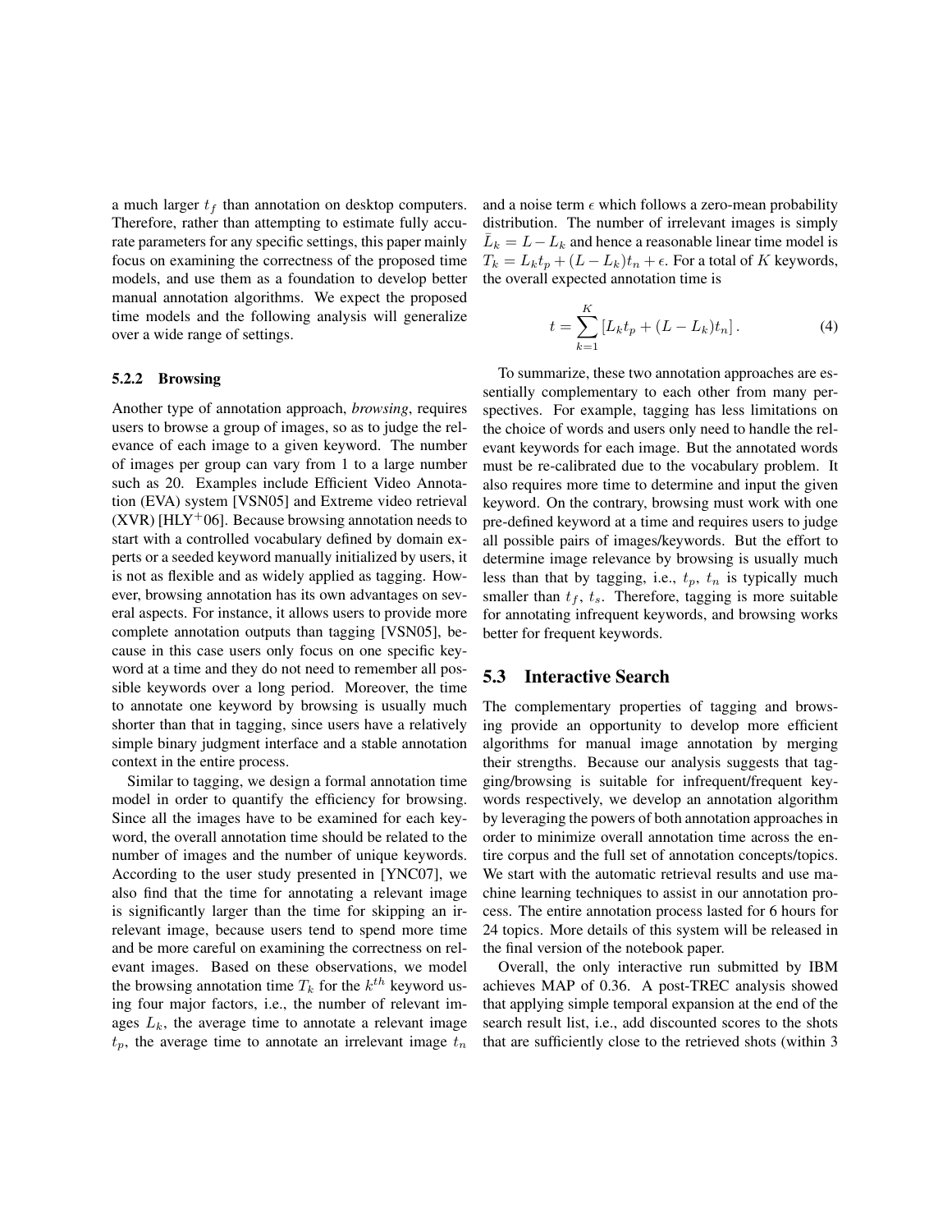a much larger $t_f$ than annotation on desktop computers. Therefore, rather than attempting to estimate fully accurate parameters for any specific settings, this paper mainly focus on examining the correctness of the proposed time models, and use them as a foundation to develop better manual annotation algorithms. We expect the proposed time models and the following analysis will generalize over a wide range of settings.

#### 5.2.2 Browsing

Another type of annotation approach, *browsing*, requires users to browse a group of images, so as to judge the relevance of each image to a given keyword. The number of images per group can vary from 1 to a large number such as 20. Examples include Efficient Video Annotation (EVA) system [VSN05] and Extreme video retrieval (XVR) [HLY+06]. Because browsing annotation needs to start with a controlled vocabulary defined by domain experts or a seeded keyword manually initialized by users, it is not as flexible and as widely applied as tagging. However, browsing annotation has its own advantages on several aspects. For instance, it allows users to provide more complete annotation outputs than tagging [VSN05], because in this case users only focus on one specific keyword at a time and they do not need to remember all possible keywords over a long period. Moreover, the time to annotate one keyword by browsing is usually much shorter than that in tagging, since users have a relatively simple binary judgment interface and a stable annotation context in the entire process.

Similar to tagging, we design a formal annotation time model in order to quantify the efficiency for browsing. Since all the images have to be examined for each keyword, the overall annotation time should be related to the number of images and the number of unique keywords. According to the user study presented in [YNC07], we also find that the time for annotating a relevant image is significantly larger than the time for skipping an irrelevant image, because users tend to spend more time and be more careful on examining the correctness on relevant images. Based on these observations, we model the browsing annotation time $T_k$ for the $k^{th}$ keyword using four major factors, i.e., the number of relevant images $L_k$, the average time to annotate a relevant image $t_p$, the average time to annotate an irrelevant image $t_n$ and a noise term $\epsilon$ which follows a zero-mean probability distribution. The number of irrelevant images is simply $\bar{L}_k = L - L_k$ and hence a reasonable linear time model is $T_k = L_k t_p + (L - L_k)t_n + \epsilon$. For a total of $K$ keywords, the overall expected annotation time is

$$t = \sum_{k=1}^{K} \left[ L_k t_p + (L - L_k)t_n \right]. \quad (4)$$

To summarize, these two annotation approaches are essentially complementary to each other from many perspectives. For example, tagging has less limitations on the choice of words and users only need to handle the relevant keywords for each image. But the annotated words must be re-calibrated due to the vocabulary problem. It also requires more time to determine and input the given keyword. On the contrary, browsing must work with one pre-defined keyword at a time and requires users to judge all possible pairs of images/keywords. But the effort to determine image relevance by browsing is usually much less than that by tagging, i.e., $t_p$, $t_n$ is typically much smaller than $t_f$, $t_s$. Therefore, tagging is more suitable for annotating infrequent keywords, and browsing works better for frequent keywords.

## 5.3 Interactive Search

The complementary properties of tagging and browsing provide an opportunity to develop more efficient algorithms for manual image annotation by merging their strengths. Because our analysis suggests that tagging/browsing is suitable for infrequent/frequent keywords respectively, we develop an annotation algorithm by leveraging the powers of both annotation approaches in order to minimize overall annotation time across the entire corpus and the full set of annotation concepts/topics. We start with the automatic retrieval results and use machine learning techniques to assist in our annotation process. The entire annotation process lasted for 6 hours for 24 topics. More details of this system will be released in the final version of the notebook paper.

Overall, the only interactive run submitted by IBM achieves MAP of 0.36. A post-TREC analysis showed that applying simple temporal expansion at the end of the search result list, i.e., add discounted scores to the shots that are sufficiently close to the retrieved shots (within 3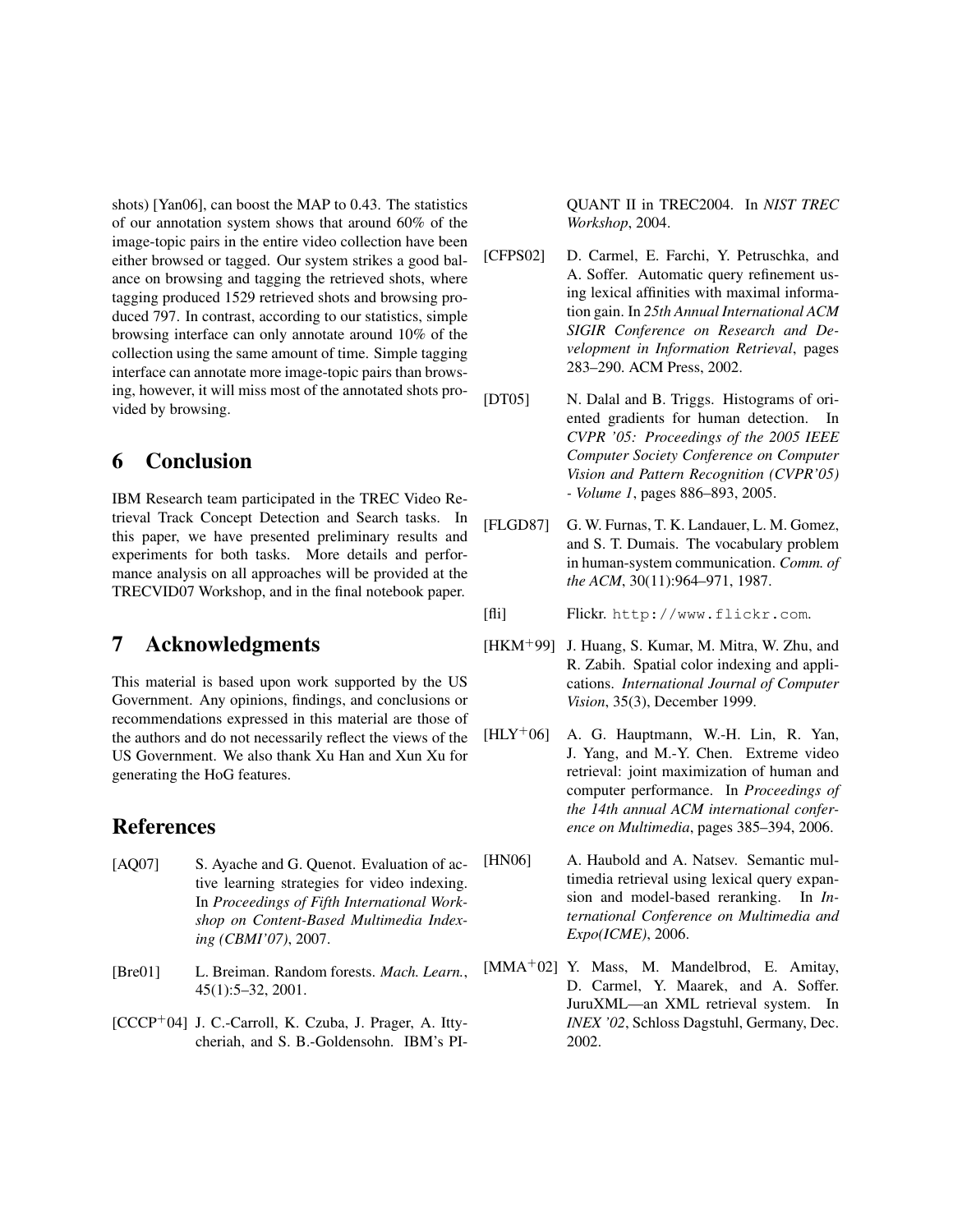shots) [Yan06], can boost the MAP to 0.43. The statistics of our annotation system shows that around 60% of the image-topic pairs in the entire video collection have been either browsed or tagged. Our system strikes a good balance on browsing and tagging the retrieved shots, where tagging produced 1529 retrieved shots and browsing produced 797. In contrast, according to our statistics, simple browsing interface can only annotate around 10% of the collection using the same amount of time. Simple tagging interface can annotate more image-topic pairs than browsing, however, it will miss most of the annotated shots provided by browsing.

# 6 Conclusion

IBM Research team participated in the TREC Video Retrieval Track Concept Detection and Search tasks. In this paper, we have presented preliminary results and experiments for both tasks. More details and performance analysis on all approaches will be provided at the TRECVID07 Workshop, and in the final notebook paper.

# 7 Acknowledgments

This material is based upon work supported by the US Government. Any opinions, findings, and conclusions or recommendations expressed in this material are those of the authors and do not necessarily reflect the views of the US Government. We also thank Xu Han and Xun Xu for generating the HoG features.

# References

[AQ07] S. Ayache and G. Quenot. Evaluation of active learning strategies for video indexing. In *Proceedings of Fifth International Workshop on Content-Based Multimedia Indexing (CBMI'07)*, 2007.

[Bre01] L. Breiman. Random forests. *Mach. Learn.*, 45(1):5–32, 2001.

[CCCP+04] J. C.-Carroll, K. Czuba, J. Prager, A. Ittycheriah, and S. B.-Goldensohn. IBM's PIQUANT II in TREC2004. In *NIST TREC Workshop*, 2004.

[CFPS02] D. Carmel, E. Farchi, Y. Petruschka, and A. Soffer. Automatic query refinement using lexical affinities with maximal information gain. In *25th Annual International ACM SIGIR Conference on Research and Development in Information Retrieval*, pages 283–290. ACM Press, 2002.

[DT05] N. Dalal and B. Triggs. Histograms of oriented gradients for human detection. In *CVPR '05: Proceedings of the 2005 IEEE Computer Society Conference on Computer Vision and Pattern Recognition (CVPR'05) - Volume 1*, pages 886–893, 2005.

[FLGD87] G. W. Furnas, T. K. Landauer, L. M. Gomez, and S. T. Dumais. The vocabulary problem in human-system communication. *Comm. of the ACM*, 30(11):964–971, 1987.

[fli] Flickr. `http://www.flickr.com`.

[HKM+99] J. Huang, S. Kumar, M. Mitra, W. Zhu, and R. Zabih. Spatial color indexing and applications. *International Journal of Computer Vision*, 35(3), December 1999.

[HLY+06] A. G. Hauptmann, W.-H. Lin, R. Yan, J. Yang, and M.-Y. Chen. Extreme video retrieval: joint maximization of human and computer performance. In *Proceedings of the 14th annual ACM international conference on Multimedia*, pages 385–394, 2006.

[HN06] A. Haubold and A. Natsev. Semantic multimedia retrieval using lexical query expansion and model-based reranking. In *International Conference on Multimedia and Expo(ICME)*, 2006.

[MMA+02] Y. Mass, M. Mandelbrod, E. Amitay, D. Carmel, Y. Maarek, and A. Soffer. JuruXML—an XML retrieval system. In *INEX '02*, Schloss Dagstuhl, Germany, Dec. 2002.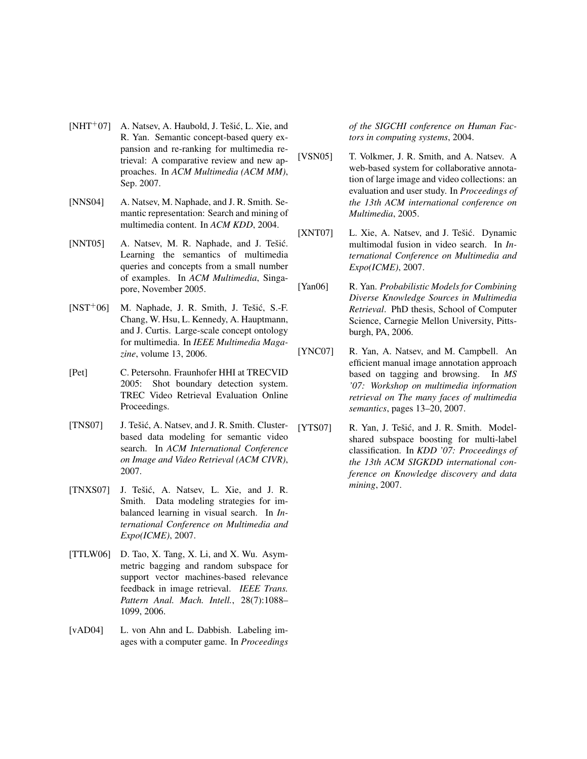[NHT+07] A. Natsev, A. Haubold, J. Tešić, L. Xie, and R. Yan. Semantic concept-based query expansion and re-ranking for multimedia retrieval: A comparative review and new approaches. In *ACM Multimedia (ACM MM)*, Sep. 2007.

[NNS04] A. Natsev, M. Naphade, and J. R. Smith. Semantic representation: Search and mining of multimedia content. In *ACM KDD*, 2004.

[NNT05] A. Natsev, M. R. Naphade, and J. Tešić. Learning the semantics of multimedia queries and concepts from a small number of examples. In *ACM Multimedia*, Singapore, November 2005.

[NST+06] M. Naphade, J. R. Smith, J. Tešić, S.-F. Chang, W. Hsu, L. Kennedy, A. Hauptmann, and J. Curtis. Large-scale concept ontology for multimedia. In *IEEE Multimedia Magazine*, volume 13, 2006.

[Pet] C. Petersohn. Fraunhofer HHI at TRECVID 2005: Shot boundary detection system. TREC Video Retrieval Evaluation Online Proceedings.

[TNS07] J. Tešić, A. Natsev, and J. R. Smith. Cluster-based data modeling for semantic video search. In *ACM International Conference on Image and Video Retrieval (ACM CIVR)*, 2007.

[TNXS07] J. Tešić, A. Natsev, L. Xie, and J. R. Smith. Data modeling strategies for imbalanced learning in visual search. In *International Conference on Multimedia and Expo(ICME)*, 2007.

[TTLW06] D. Tao, X. Tang, X. Li, and X. Wu. Asymmetric bagging and random subspace for support vector machines-based relevance feedback in image retrieval. *IEEE Trans. Pattern Anal. Mach. Intell.*, 28(7):1088–1099, 2006.

[vAD04] L. von Ahn and L. Dabbish. Labeling images with a computer game. In *Proceedings of the SIGCHI conference on Human Factors in computing systems*, 2004.

[VSN05] T. Volkmer, J. R. Smith, and A. Natsev. A web-based system for collaborative annotation of large image and video collections: an evaluation and user study. In *Proceedings of the 13th ACM international conference on Multimedia*, 2005.

[XNT07] L. Xie, A. Natsev, and J. Tešić. Dynamic multimodal fusion in video search. In *International Conference on Multimedia and Expo(ICME)*, 2007.

[Yan06] R. Yan. *Probabilistic Models for Combining Diverse Knowledge Sources in Multimedia Retrieval*. PhD thesis, School of Computer Science, Carnegie Mellon University, Pittsburgh, PA, 2006.

[YNC07] R. Yan, A. Natsev, and M. Campbell. An efficient manual image annotation approach based on tagging and browsing. In *MS '07: Workshop on multimedia information retrieval on The many faces of multimedia semantics*, pages 13–20, 2007.

[YTS07] R. Yan, J. Tešić, and J. R. Smith. Model-shared subspace boosting for multi-label classification. In *KDD '07: Proceedings of the 13th ACM SIGKDD international conference on Knowledge discovery and data mining*, 2007.